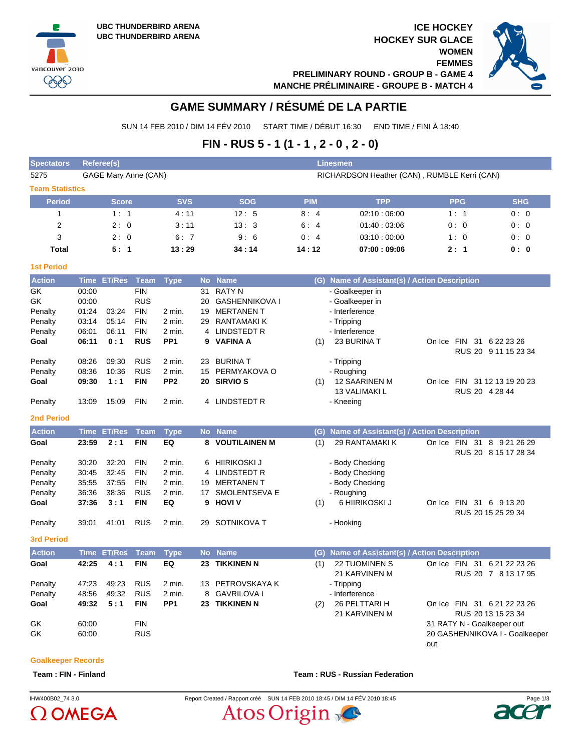UBC THUNDERBIRD ARENA
UBC THUNDERBIRD ARENA

ICE HOCKEY
HOCKEY SUR GLACE
WOMEN
FEMMES
PRELIMINARY ROUND - GROUP B - GAME 4
MANCHE PRÉLIMINAIRE - GROUPE B - MATCH 4

# GAME SUMMARY / RÉSUMÉ DE LA PARTIE

SUN 14 FEB 2010 / DIM 14 FÉV 2010 START TIME / DÉBUT 16:30 END TIME / FINI À 18:40

## FIN - RUS 5 - 1 (1 - 1 , 2 - 0 , 2 - 0)

| Spectators | Referee(s) | Linesmen |
|---|---|---|
| 5275 | GAGE Mary Anne (CAN) | RICHARDSON Heather (CAN) , RUMBLE Kerri (CAN) |

### Team Statistics

| Period | Score | SVS | SOG | PIM | TPP | PPG | SHG |
|---|---|---|---|---|---|---|---|
| 1 | 1 : 1 | 4 : 11 | 12 : 5 | 8 : 4 | 02:10 : 06:00 | 1 : 1 | 0 : 0 |
| 2 | 2 : 0 | 3 : 11 | 13 : 3 | 6 : 4 | 01:40 : 03:06 | 0 : 0 | 0 : 0 |
| 3 | 2 : 0 | 6 : 7 | 9 : 6 | 0 : 4 | 03:10 : 00:00 | 1 : 0 | 0 : 0 |
| **Total** | **5 : 1** | **13 : 29** | **34 : 14** | **14 : 12** | **07:00 : 09:06** | **2 : 1** | **0 : 0** |

### 1st Period

| Action | Time | ET/Res | Team | Type | No | Name | (G) | Name of Assistant(s) / Action Description | |
|---|---|---|---|---|---|---|---|---|---|
| GK | 00:00 | | FIN | | 31 | RATY N | | - Goalkeeper in | |
| GK | 00:00 | | RUS | | 20 | GASHENNIKOVA I | | - Goalkeeper in | |
| Penalty | 01:24 | 03:24 | FIN | 2 min. | 19 | MERTANEN T | | - Interference | |
| Penalty | 03:14 | 05:14 | FIN | 2 min. | 29 | RANTAMAKI K | | - Tripping | |
| Penalty | 06:01 | 06:11 | FIN | 2 min. | 4 | LINDSTEDT R | | - Interference | |
| **Goal** | **06:11** | **0 : 1** | **RUS** | **PP1** | **9** | **VAFINA A** | (1) | 23 BURINA T | On Ice FIN 31 6 22 23 26 RUS 20 9 11 15 23 34 |
| Penalty | 08:26 | 09:30 | RUS | 2 min. | 23 | BURINA T | | - Tripping | |
| Penalty | 08:36 | 10:36 | RUS | 2 min. | 15 | PERMYAKOVA O | | - Roughing | |
| **Goal** | **09:30** | **1 : 1** | **FIN** | **PP2** | **20** | **SIRVIO S** | (1) | 12 SAARINEN M 13 VALIMAKI L | On Ice FIN 31 12 13 19 20 23 RUS 20 4 28 44 |
| Penalty | 13:09 | 15:09 | FIN | 2 min. | 4 | LINDSTEDT R | | - Kneeing | |

### 2nd Period

| Action | Time | ET/Res | Team | Type | No | Name | (G) | Name of Assistant(s) / Action Description | |
|---|---|---|---|---|---|---|---|---|---|
| **Goal** | **23:59** | **2 : 1** | **FIN** | **EQ** | **8** | **VOUTILAINEN M** | (1) | 29 RANTAMAKI K | On Ice FIN 31 8 9 21 26 29 RUS 20 8 15 17 28 34 |
| Penalty | 30:20 | 32:20 | FIN | 2 min. | 6 | HIIRIKOSKI J | | - Body Checking | |
| Penalty | 30:45 | 32:45 | FIN | 2 min. | 4 | LINDSTEDT R | | - Body Checking | |
| Penalty | 35:55 | 37:55 | FIN | 2 min. | 19 | MERTANEN T | | - Body Checking | |
| Penalty | 36:36 | 38:36 | RUS | 2 min. | 17 | SMOLENTSEVA E | | - Roughing | |
| **Goal** | **37:36** | **3 : 1** | **FIN** | **EQ** | **9** | **HOVI V** | (1) | 6 HIIRIKOSKI J | On Ice FIN 31 6 9 13 20 RUS 20 15 25 29 34 |
| Penalty | 39:01 | 41:01 | RUS | 2 min. | 29 | SOTNIKOVA T | | - Hooking | |

### 3rd Period

| Action | Time | ET/Res | Team | Type | No | Name | (G) | Name of Assistant(s) / Action Description | |
|---|---|---|---|---|---|---|---|---|---|
| **Goal** | **42:25** | **4 : 1** | **FIN** | **EQ** | **23** | **TIKKINEN N** | (1) | 22 TUOMINEN S 21 KARVINEN M | On Ice FIN 31 6 21 22 23 26 RUS 20 7 8 13 17 95 |
| Penalty | 47:23 | 49:23 | RUS | 2 min. | 13 | PETROVSKAYA K | | - Tripping | |
| Penalty | 48:56 | 49:32 | RUS | 2 min. | 8 | GAVRILOVA I | | - Interference | |
| **Goal** | **49:32** | **5 : 1** | **FIN** | **PP1** | **23** | **TIKKINEN N** | (2) | 26 PELTTARI H 21 KARVINEN M | On Ice FIN 31 6 21 22 23 26 RUS 20 13 15 23 34 |
| GK | 60:00 | | FIN | | | | | | 31 RATY N - Goalkeeper out |
| GK | 60:00 | | RUS | | | | | | 20 GASHENNIKOVA I - Goalkeeper out |

### Goalkeeper Records

**Team : FIN - Finland**

**Team : RUS - Russian Federation**

IHW400B02_74 3.0 Report Created / Rapport créé SUN 14 FEB 2010 18:45 / DIM 14 FÉV 2010 18:45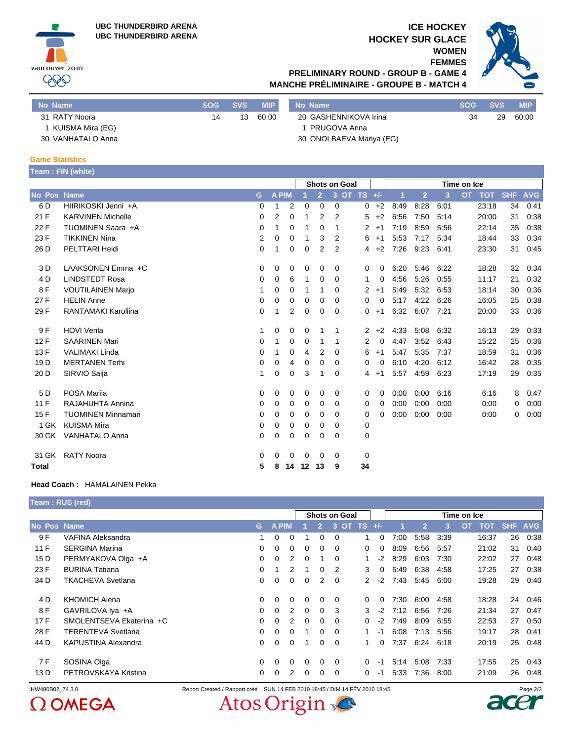UBC THUNDERBIRD ARENA
UBC THUNDERBIRD ARENA

# ICE HOCKEY
# HOCKEY SUR GLACE
## WOMEN
## FEMMES
### PRELIMINARY ROUND - GROUP B - GAME 4
### MANCHE PRÉLIMINAIRE - GROUPE B - MATCH 4

| No | Name | SOG | SVS | MIP |
|---|---|---|---|---|
| 31 | RATY Noora | 14 | 13 | 60:00 |
| 1 | KUISMA Mira (EG) | | | |
| 30 | VANHATALO Anna | | | |

| No | Name | SOG | SVS | MIP |
|---|---|---|---|---|
| 20 | GASHENNIKOVA Irina | 34 | 29 | 60:00 |
| 1 | PRUGOVA Anna | | | |
| 30 | ONOLBAEVA Mariya (EG) | | | |

**Game Statistics**

**Team : FIN (white)**

| | | | | | | Shots on Goal | | | | | | Time on Ice | | | | | | |
|---|---|---|---|---|---|---|---|---|---|---|---|---|---|---|---|---|---|---|
| No | Pos | Name | G | A | PIM | 1 | 2 | 3 | OT | TS | +/- | 1 | 2 | 3 | OT | TOT | SHF | AVG |
| 6 | D | HIIRIKOSKI Jenni +A | 0 | 1 | 2 | 0 | 0 | 0 | | 0 | +2 | 8:49 | 8:28 | 6:01 | | 23:18 | 34 | 0:41 |
| 21 | F | KARVINEN Michelle | 0 | 2 | 0 | 1 | 2 | 2 | | 5 | +2 | 6:56 | 7:50 | 5:14 | | 20:00 | 31 | 0:38 |
| 22 | F | TUOMINEN Saara +A | 0 | 1 | 0 | 1 | 0 | 1 | | 2 | +1 | 7:19 | 8:59 | 5:56 | | 22:14 | 35 | 0:38 |
| 23 | F | TIKKINEN Nina | 2 | 0 | 0 | 1 | 3 | 2 | | 6 | +1 | 5:53 | 7:17 | 5:34 | | 18:44 | 33 | 0:34 |
| 26 | D | PELTTARI Heidi | 0 | 1 | 0 | 0 | 2 | 2 | | 4 | +2 | 7:26 | 9:23 | 6:41 | | 23:30 | 31 | 0:45 |
| 3 | D | LAAKSONEN Emma +C | 0 | 0 | 0 | 0 | 0 | 0 | | 0 | 0 | 6:20 | 5:46 | 6:22 | | 18:28 | 32 | 0:34 |
| 4 | D | LINDSTEDT Rosa | 0 | 0 | 6 | 1 | 0 | 0 | | 1 | 0 | 4:56 | 5:26 | 0:55 | | 11:17 | 21 | 0:32 |
| 8 | F | VOUTILAINEN Marjo | 1 | 0 | 0 | 1 | 1 | 0 | | 2 | +1 | 5:49 | 5:32 | 6:53 | | 18:14 | 30 | 0:36 |
| 27 | F | HELIN Anne | 0 | 0 | 0 | 0 | 0 | 0 | | 0 | 0 | 5:17 | 4:22 | 6:26 | | 16:05 | 25 | 0:38 |
| 29 | F | RANTAMAKI Karoliina | 0 | 1 | 2 | 0 | 0 | 0 | | 0 | +1 | 6:32 | 6:07 | 7:21 | | 20:00 | 33 | 0:36 |
| 9 | F | HOVI Venla | 1 | 0 | 0 | 0 | 1 | 1 | | 2 | +2 | 4:33 | 5:08 | 6:32 | | 16:13 | 29 | 0:33 |
| 12 | F | SAARINEN Mari | 0 | 1 | 0 | 0 | 1 | 1 | | 2 | 0 | 4:47 | 3:52 | 6:43 | | 15:22 | 25 | 0:36 |
| 13 | F | VALIMAKI Linda | 0 | 1 | 0 | 4 | 2 | 0 | | 6 | +1 | 5:47 | 5:35 | 7:37 | | 18:59 | 31 | 0:36 |
| 19 | D | MERTANEN Terhi | 0 | 0 | 4 | 0 | 0 | 0 | | 0 | 0 | 6:10 | 4:20 | 6:12 | | 16:42 | 28 | 0:35 |
| 20 | D | SIRVIO Saija | 1 | 0 | 0 | 3 | 1 | 0 | | 4 | +1 | 5:57 | 4:59 | 6:23 | | 17:19 | 29 | 0:35 |
| 5 | D | POSA Mariia | 0 | 0 | 0 | 0 | 0 | 0 | | 0 | 0 | 0:00 | 0:00 | 6:16 | | 6:16 | 8 | 0:47 |
| 11 | F | RAJAHUHTA Annina | 0 | 0 | 0 | 0 | 0 | 0 | | 0 | 0 | 0:00 | 0:00 | 0:00 | | 0:00 | 0 | 0:00 |
| 15 | F | TUOMINEN Minnamari | 0 | 0 | 0 | 0 | 0 | 0 | | 0 | 0 | 0:00 | 0:00 | 0:00 | | 0:00 | 0 | 0:00 |
| 1 | GK | KUISMA Mira | 0 | 0 | 0 | 0 | 0 | 0 | | 0 | | | | | | | | |
| 30 | GK | VANHATALO Anna | 0 | 0 | 0 | 0 | 0 | 0 | | 0 | | | | | | | | |
| 31 | GK | RATY Noora | 0 | 0 | 0 | 0 | 0 | 0 | | 0 | | | | | | | | |
| **Total** | | | **5** | **8** | **14** | **12** | **13** | **9** | | **34** | | | | | | | | |

**Head Coach :** HAMALAINEN Pekka

**Team : RUS (red)**

| | | | | | | Shots on Goal | | | | | | Time on Ice | | | | | | |
|---|---|---|---|---|---|---|---|---|---|---|---|---|---|---|---|---|---|---|
| No | Pos | Name | G | A | PIM | 1 | 2 | 3 | OT | TS | +/- | 1 | 2 | 3 | OT | TOT | SHF | AVG |
| 9 | F | VAFINA Aleksandra | 1 | 0 | 0 | 1 | 0 | 0 | | 1 | 0 | 7:00 | 5:58 | 3:39 | | 16:37 | 26 | 0:38 |
| 11 | F | SERGINA Marina | 0 | 0 | 0 | 0 | 0 | 0 | | 0 | 0 | 8:09 | 6:56 | 5:57 | | 21:02 | 31 | 0:40 |
| 15 | D | PERMYAKOVA Olga +A | 0 | 0 | 2 | 0 | 1 | 0 | | 1 | -2 | 8:29 | 6:03 | 7:30 | | 22:02 | 27 | 0:48 |
| 23 | F | BURINA Tatiana | 0 | 1 | 2 | 1 | 0 | 2 | | 3 | 0 | 5:49 | 6:38 | 4:58 | | 17:25 | 27 | 0:38 |
| 34 | D | TKACHEVA Svetlana | 0 | 0 | 0 | 0 | 2 | 0 | | 2 | -2 | 7:43 | 5:45 | 6:00 | | 19:28 | 29 | 0:40 |
| 4 | D | KHOMICH Alena | 0 | 0 | 0 | 0 | 0 | 0 | | 0 | 0 | 7:30 | 6:00 | 4:58 | | 18:28 | 24 | 0:46 |
| 8 | F | GAVRILOVA Iya +A | 0 | 0 | 2 | 0 | 0 | 3 | | 3 | -2 | 7:12 | 6:56 | 7:26 | | 21:34 | 27 | 0:47 |
| 17 | F | SMOLENTSEVA Ekaterina +C | 0 | 0 | 2 | 0 | 0 | 0 | | 0 | -2 | 7:49 | 8:09 | 6:55 | | 22:53 | 27 | 0:50 |
| 28 | F | TERENTEVA Svetlana | 0 | 0 | 0 | 1 | 0 | 0 | | 1 | -1 | 6:08 | 7:13 | 5:56 | | 19:17 | 28 | 0:41 |
| 44 | D | KAPUSTINA Alexandra | 0 | 0 | 0 | 1 | 0 | 0 | | 1 | 0 | 7:37 | 6:24 | 6:18 | | 20:19 | 25 | 0:48 |
| 7 | F | SOSINA Olga | 0 | 0 | 0 | 0 | 0 | 0 | | 0 | -1 | 5:14 | 5:08 | 7:33 | | 17:55 | 25 | 0:43 |
| 13 | D | PETROVSKAYA Kristina | 0 | 0 | 2 | 0 | 0 | 0 | | 0 | -1 | 5:33 | 7:36 | 8:00 | | 21:09 | 26 | 0:48 |

IHW400B02_74 3.0 Report Created / Rapport créé SUN 14 FEB 2010 18:45 / DIM 14 FÉV 2010 18:45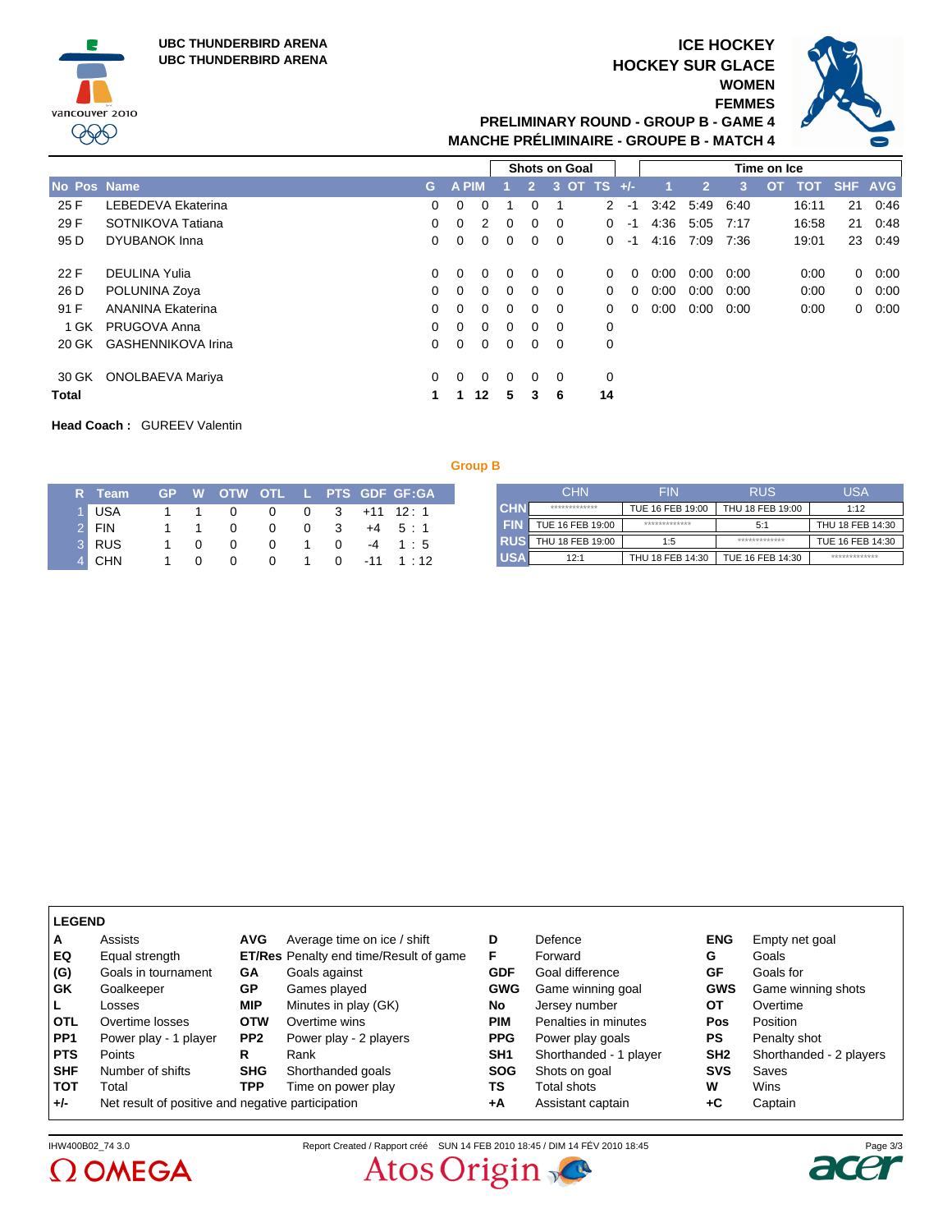UBC THUNDERBIRD ARENA
UBC THUNDERBIRD ARENA

# ICE HOCKEY
# HOCKEY SUR GLACE
## WOMEN
## FEMMES
### PRELIMINARY ROUND - GROUP B - GAME 4
### MANCHE PRÉLIMINAIRE - GROUPE B - MATCH 4

| | | | | | Shots on Goal | | | | | | Time on Ice | | | | | | |
|---|---|---|---|---|---|---|---|---|---|---|---|---|---|---|---|---|---|
| No Pos | Name | G | A | PIM | 1 | 2 | 3 | OT | TS | +/- | 1 | 2 | 3 | OT | TOT | SHF | AVG |
| 25 F | LEBEDEVA Ekaterina | 0 | 0 | 0 | 1 | 0 | 1 | | 2 | -1 | 3:42 | 5:49 | 6:40 | | 16:11 | 21 | 0:46 |
| 29 F | SOTNIKOVA Tatiana | 0 | 0 | 2 | 0 | 0 | 0 | | 0 | -1 | 4:36 | 5:05 | 7:17 | | 16:58 | 21 | 0:48 |
| 95 D | DYUBANOK Inna | 0 | 0 | 0 | 0 | 0 | 0 | | 0 | -1 | 4:16 | 7:09 | 7:36 | | 19:01 | 23 | 0:49 |
| 22 F | DEULINA Yulia | 0 | 0 | 0 | 0 | 0 | 0 | | 0 | 0 | 0:00 | 0:00 | 0:00 | | 0:00 | 0 | 0:00 |
| 26 D | POLUNINA Zoya | 0 | 0 | 0 | 0 | 0 | 0 | | 0 | 0 | 0:00 | 0:00 | 0:00 | | 0:00 | 0 | 0:00 |
| 91 F | ANANINA Ekaterina | 0 | 0 | 0 | 0 | 0 | 0 | | 0 | 0 | 0:00 | 0:00 | 0:00 | | 0:00 | 0 | 0:00 |
| 1 GK | PRUGOVA Anna | 0 | 0 | 0 | 0 | 0 | 0 | | 0 | | | | | | | | |
| 20 GK | GASHENNIKOVA Irina | 0 | 0 | 0 | 0 | 0 | 0 | | 0 | | | | | | | | |
| 30 GK | ONOLBAEVA Mariya | 0 | 0 | 0 | 0 | 0 | 0 | | 0 | | | | | | | | |
| **Total** | | **1** | **1** | **12** | **5** | **3** | **6** | | **14** | | | | | | | | |

**Head Coach :** GUREEV Valentin

**Group B**

| R | Team | GP | W | OTW | OTL | L | PTS | GDF | GF:GA |
|---|---|---|---|---|---|---|---|---|---|
| 1 | USA | 1 | 1 | 0 | 0 | 0 | 3 | +11 | 12 : 1 |
| 2 | FIN | 1 | 1 | 0 | 0 | 0 | 3 | +4 | 5 : 1 |
| 3 | RUS | 1 | 0 | 0 | 0 | 1 | 0 | -4 | 1 : 5 |
| 4 | CHN | 1 | 0 | 0 | 0 | 1 | 0 | -11 | 1 : 12 |

| | CHN | FIN | RUS | USA |
|---|---|---|---|---|
| CHN | ************* | TUE 16 FEB 19:00 | THU 18 FEB 19:00 | 1:12 |
| FIN | TUE 16 FEB 19:00 | ************* | 5:1 | THU 18 FEB 14:30 |
| RUS | THU 18 FEB 19:00 | 1:5 | ************* | TUE 16 FEB 14:30 |
| USA | 12:1 | THU 18 FEB 14:30 | TUE 16 FEB 14:30 | ************* |

**LEGEND**

| | | | | | | | |
|---|---|---|---|---|---|---|---|
| **A** | Assists | **AVG** | Average time on ice / shift | **D** | Defence | **ENG** | Empty net goal |
| **EQ** | Equal strength | **ET/Res** | Penalty end time/Result of game | **F** | Forward | **G** | Goals |
| **(G)** | Goals in tournament | **GA** | Goals against | **GDF** | Goal difference | **GF** | Goals for |
| **GK** | Goalkeeper | **GP** | Games played | **GWG** | Game winning goal | **GWS** | Game winning shots |
| **L** | Losses | **MIP** | Minutes in play (GK) | **No** | Jersey number | **OT** | Overtime |
| **OTL** | Overtime losses | **OTW** | Overtime wins | **PIM** | Penalties in minutes | **Pos** | Position |
| **PP1** | Power play - 1 player | **PP2** | Power play - 2 players | **PPG** | Power play goals | **PS** | Penalty shot |
| **PTS** | Points | **R** | Rank | **SH1** | Shorthanded - 1 player | **SH2** | Shorthanded - 2 players |
| **SHF** | Number of shifts | **SHG** | Shorthanded goals | **SOG** | Shots on goal | **SVS** | Saves |
| **TOT** | Total | **TPP** | Time on power play | **TS** | Total shots | **W** | Wins |
| **+/-** | Net result of positive and negative participation | | | **+A** | Assistant captain | **+C** | Captain |

IHW400B02_74 3.0 Report Created / Rapport créé SUN 14 FEB 2010 18:45 / DIM 14 FÉV 2010 18:45